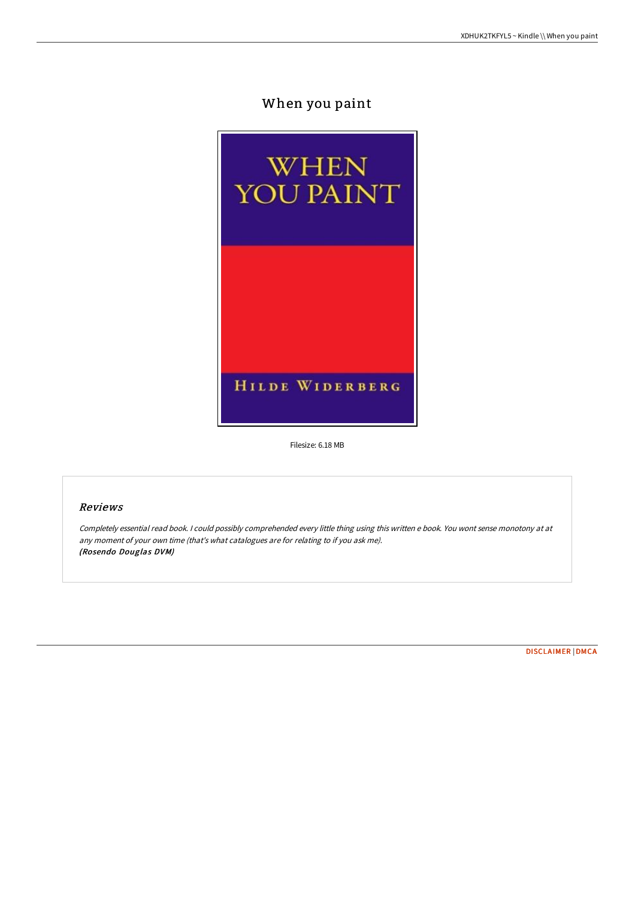# When you paint

Filesize: 6.18 MB

## Reviews

*Completely essential read book. I could possibly comprehended every little thing using this written e book. You wont sense monotony at at any moment of your own time (that's what catalogues are for relating to if you ask me).*
***(Rosendo Douglas DVM)***

DISCLAIMER | DMCA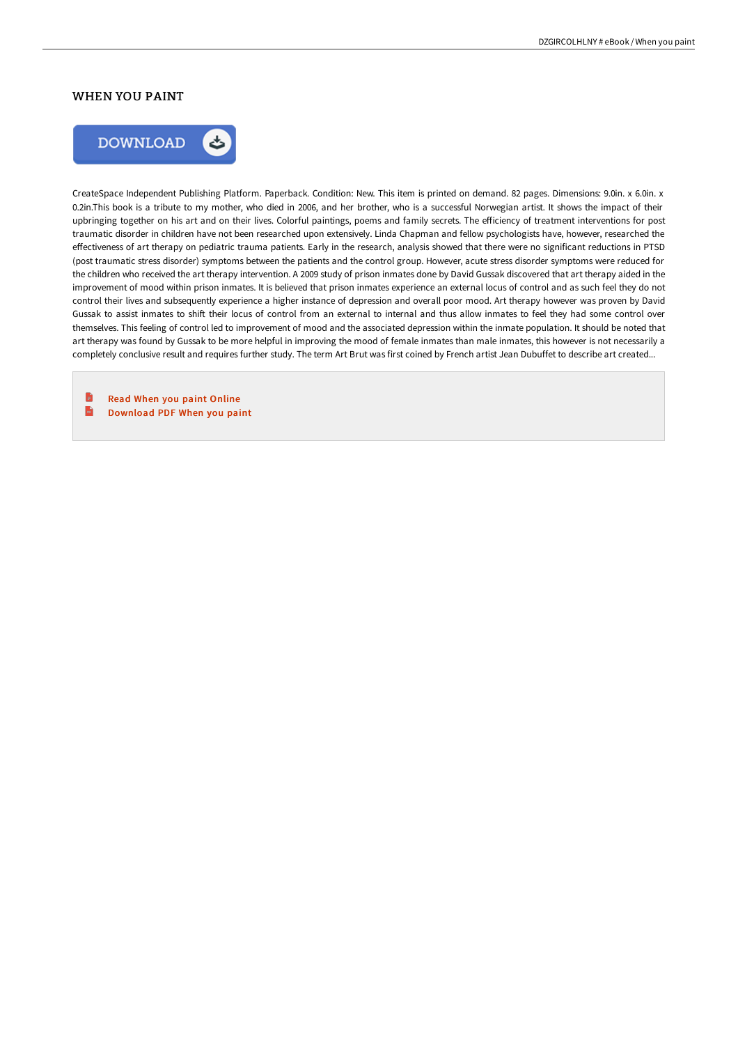# WHEN YOU PAINT

DOWNLOAD

CreateSpace Independent Publishing Platform. Paperback. Condition: New. This item is printed on demand. 82 pages. Dimensions: 9.0in. x 6.0in. x 0.2in.This book is a tribute to my mother, who died in 2006, and her brother, who is a successful Norwegian artist. It shows the impact of their upbringing together on his art and on their lives. Colorful paintings, poems and family secrets. The efficiency of treatment interventions for post traumatic disorder in children have not been researched upon extensively. Linda Chapman and fellow psychologists have, however, researched the effectiveness of art therapy on pediatric trauma patients. Early in the research, analysis showed that there were no significant reductions in PTSD (post traumatic stress disorder) symptoms between the patients and the control group. However, acute stress disorder symptoms were reduced for the children who received the art therapy intervention. A 2009 study of prison inmates done by David Gussak discovered that art therapy aided in the improvement of mood within prison inmates. It is believed that prison inmates experience an external locus of control and as such feel they do not control their lives and subsequently experience a higher instance of depression and overall poor mood. Art therapy however was proven by David Gussak to assist inmates to shift their locus of control from an external to internal and thus allow inmates to feel they had some control over themselves. This feeling of control led to improvement of mood and the associated depression within the inmate population. It should be noted that art therapy was found by Gussak to be more helpful in improving the mood of female inmates than male inmates, this however is not necessarily a completely conclusive result and requires further study. The term Art Brut was first coined by French artist Jean Dubuffet to describe art created...

- Read When you paint Online
- Download PDF When you paint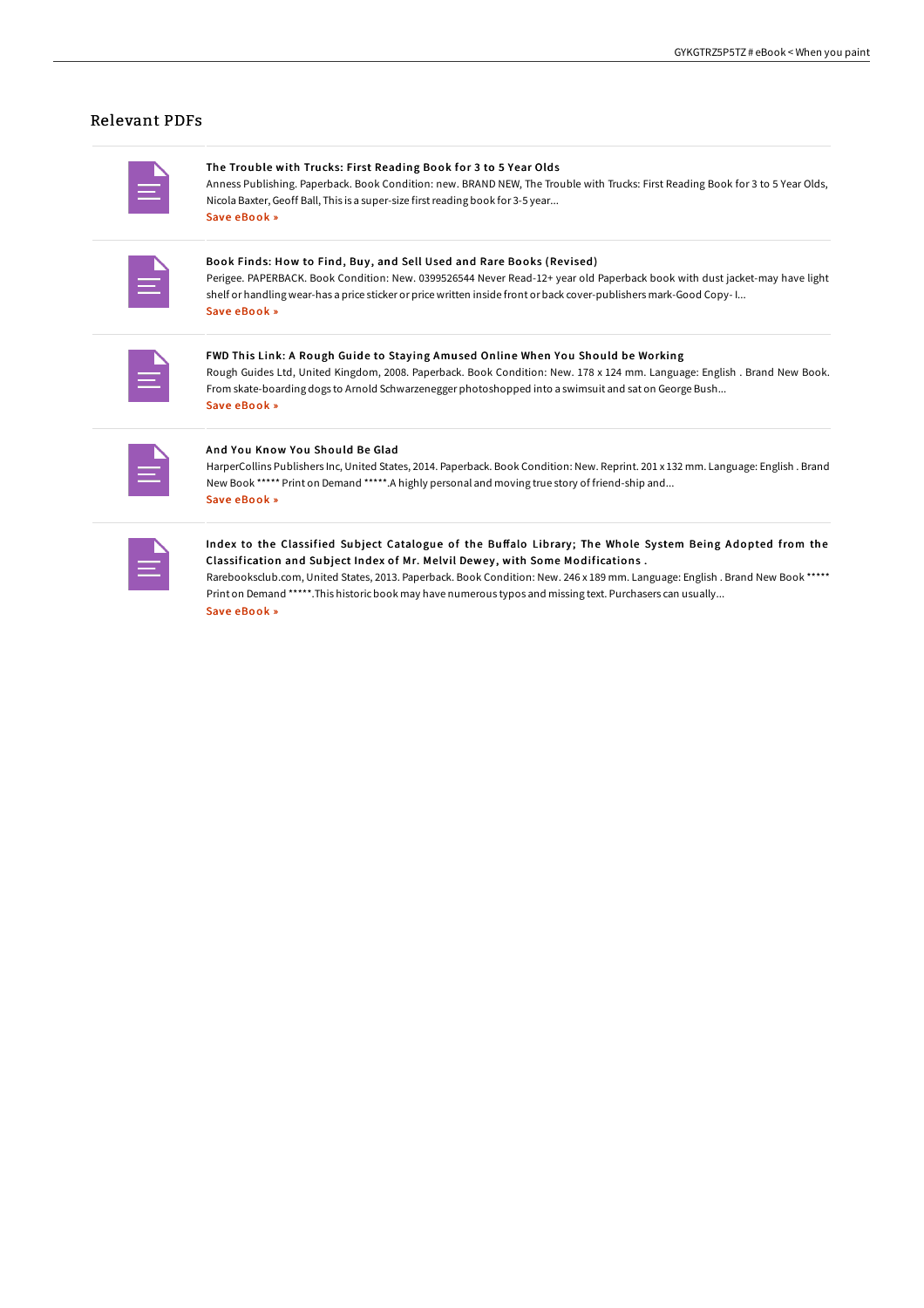## Relevant PDFs

**The Trouble with Trucks: First Reading Book for 3 to 5 Year Olds**

Anness Publishing. Paperback. Book Condition: new. BRAND NEW, The Trouble with Trucks: First Reading Book for 3 to 5 Year Olds, Nicola Baxter, Geoff Ball, This is a super-size first reading book for 3-5 year...

Save eBook »

**Book Finds: How to Find, Buy, and Sell Used and Rare Books (Revised)**

Perigee. PAPERBACK. Book Condition: New. 0399526544 Never Read-12+ year old Paperback book with dust jacket-may have light shelf or handling wear-has a price sticker or price written inside front or back cover-publishers mark-Good Copy- I...

Save eBook »

**FWD This Link: A Rough Guide to Staying Amused Online When You Should be Working**

Rough Guides Ltd, United Kingdom, 2008. Paperback. Book Condition: New. 178 x 124 mm. Language: English . Brand New Book. From skate-boarding dogs to Arnold Schwarzenegger photoshopped into a swimsuit and sat on George Bush...

Save eBook »

**And You Know You Should Be Glad**

HarperCollins Publishers Inc, United States, 2014. Paperback. Book Condition: New. Reprint. 201 x 132 mm. Language: English . Brand New Book ***** Print on Demand *****.A highly personal and moving true story of friend-ship and...

Save eBook »

**Index to the Classified Subject Catalogue of the Buffalo Library; The Whole System Being Adopted from the Classification and Subject Index of Mr. Melvil Dewey, with Some Modifications .**

Rarebooksclub.com, United States, 2013. Paperback. Book Condition: New. 246 x 189 mm. Language: English . Brand New Book ***** Print on Demand *****.This historic book may have numerous typos and missing text. Purchasers can usually...

Save eBook »